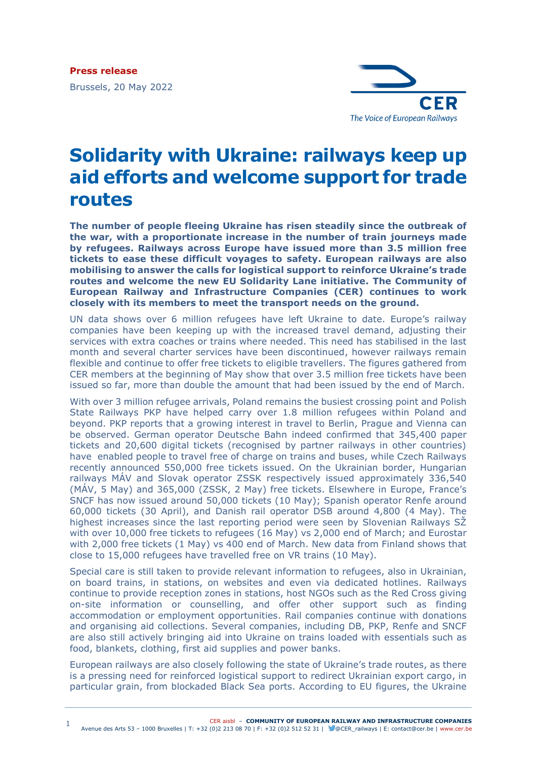**Press release**

Brussels, 20 May 2022

# Solidarity with Ukraine: railways keep up aid efforts and welcome support for trade routes

**The number of people fleeing Ukraine has risen steadily since the outbreak of the war, with a proportionate increase in the number of train journeys made by refugees. Railways across Europe have issued more than 3.5 million free tickets to ease these difficult voyages to safety. European railways are also mobilising to answer the calls for logistical support to reinforce Ukraine's trade routes and welcome the new EU Solidarity Lane initiative. The Community of European Railway and Infrastructure Companies (CER) continues to work closely with its members to meet the transport needs on the ground.**

UN data shows over 6 million refugees have left Ukraine to date. Europe's railway companies have been keeping up with the increased travel demand, adjusting their services with extra coaches or trains where needed. This need has stabilised in the last month and several charter services have been discontinued, however railways remain flexible and continue to offer free tickets to eligible travellers. The figures gathered from CER members at the beginning of May show that over 3.5 million free tickets have been issued so far, more than double the amount that had been issued by the end of March.

With over 3 million refugee arrivals, Poland remains the busiest crossing point and Polish State Railways PKP have helped carry over 1.8 million refugees within Poland and beyond. PKP reports that a growing interest in travel to Berlin, Prague and Vienna can be observed. German operator Deutsche Bahn indeed confirmed that 345,400 paper tickets and 20,600 digital tickets (recognised by partner railways in other countries) have enabled people to travel free of charge on trains and buses, while Czech Railways recently announced 550,000 free tickets issued. On the Ukrainian border, Hungarian railways MÁV and Slovak operator ZSSK respectively issued approximately 336,540 (MÁV, 5 May) and 365,000 (ZSSK, 2 May) free tickets. Elsewhere in Europe, France's SNCF has now issued around 50,000 tickets (10 May); Spanish operator Renfe around 60,000 tickets (30 April), and Danish rail operator DSB around 4,800 (4 May). The highest increases since the last reporting period were seen by Slovenian Railways SŽ with over 10,000 free tickets to refugees (16 May) vs 2,000 end of March; and Eurostar with 2,000 free tickets (1 May) vs 400 end of March. New data from Finland shows that close to 15,000 refugees have travelled free on VR trains (10 May).

Special care is still taken to provide relevant information to refugees, also in Ukrainian, on board trains, in stations, on websites and even via dedicated hotlines. Railways continue to provide reception zones in stations, host NGOs such as the Red Cross giving on-site information or counselling, and offer other support such as finding accommodation or employment opportunities. Rail companies continue with donations and organising aid collections. Several companies, including DB, PKP, Renfe and SNCF are also still actively bringing aid into Ukraine on trains loaded with essentials such as food, blankets, clothing, first aid supplies and power banks.

European railways are also closely following the state of Ukraine's trade routes, as there is a pressing need for reinforced logistical support to redirect Ukrainian export cargo, in particular grain, from blockaded Black Sea ports. According to EU figures, the Ukraine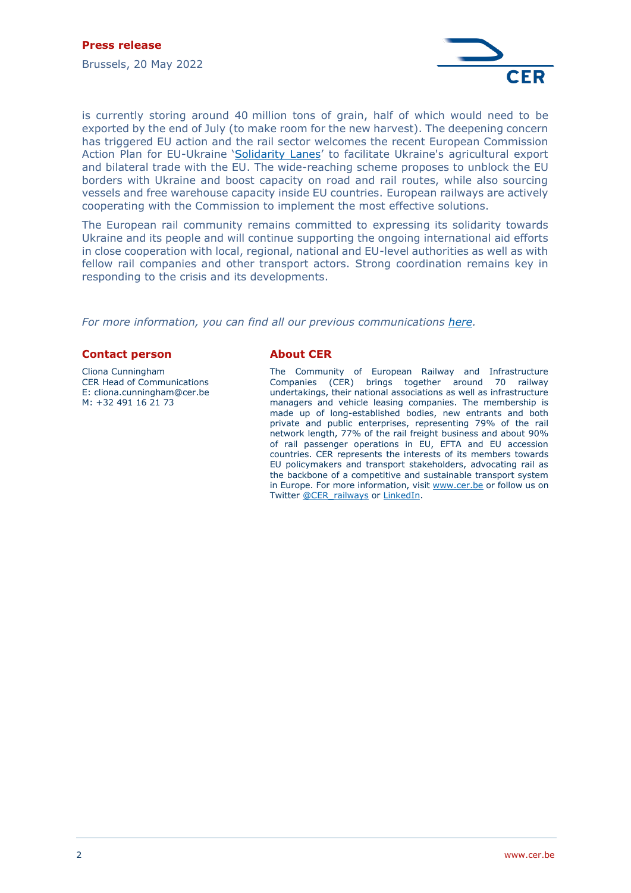is currently storing around 40 million tons of grain, half of which would need to be exported by the end of July (to make room for the new harvest). The deepening concern has triggered EU action and the rail sector welcomes the recent European Commission Action Plan for EU-Ukraine 'Solidarity Lanes' to facilitate Ukraine's agricultural export and bilateral trade with the EU. The wide-reaching scheme proposes to unblock the EU borders with Ukraine and boost capacity on road and rail routes, while also sourcing vessels and free warehouse capacity inside EU countries. European railways are actively cooperating with the Commission to implement the most effective solutions.

The European rail community remains committed to expressing its solidarity towards Ukraine and its people and will continue supporting the ongoing international aid efforts in close cooperation with local, regional, national and EU-level authorities as well as with fellow rail companies and other transport actors. Strong coordination remains key in responding to the crisis and its developments.

*For more information, you can find all our previous communications here.*

### Contact person

Cliona Cunningham
CER Head of Communications
E: cliona.cunningham@cer.be
M: +32 491 16 21 73

### About CER

The Community of European Railway and Infrastructure Companies (CER) brings together around 70 railway undertakings, their national associations as well as infrastructure managers and vehicle leasing companies. The membership is made up of long-established bodies, new entrants and both private and public enterprises, representing 79% of the rail network length, 77% of the rail freight business and about 90% of rail passenger operations in EU, EFTA and EU accession countries. CER represents the interests of its members towards EU policymakers and transport stakeholders, advocating rail as the backbone of a competitive and sustainable transport system in Europe. For more information, visit www.cer.be or follow us on Twitter @CER_railways or LinkedIn.